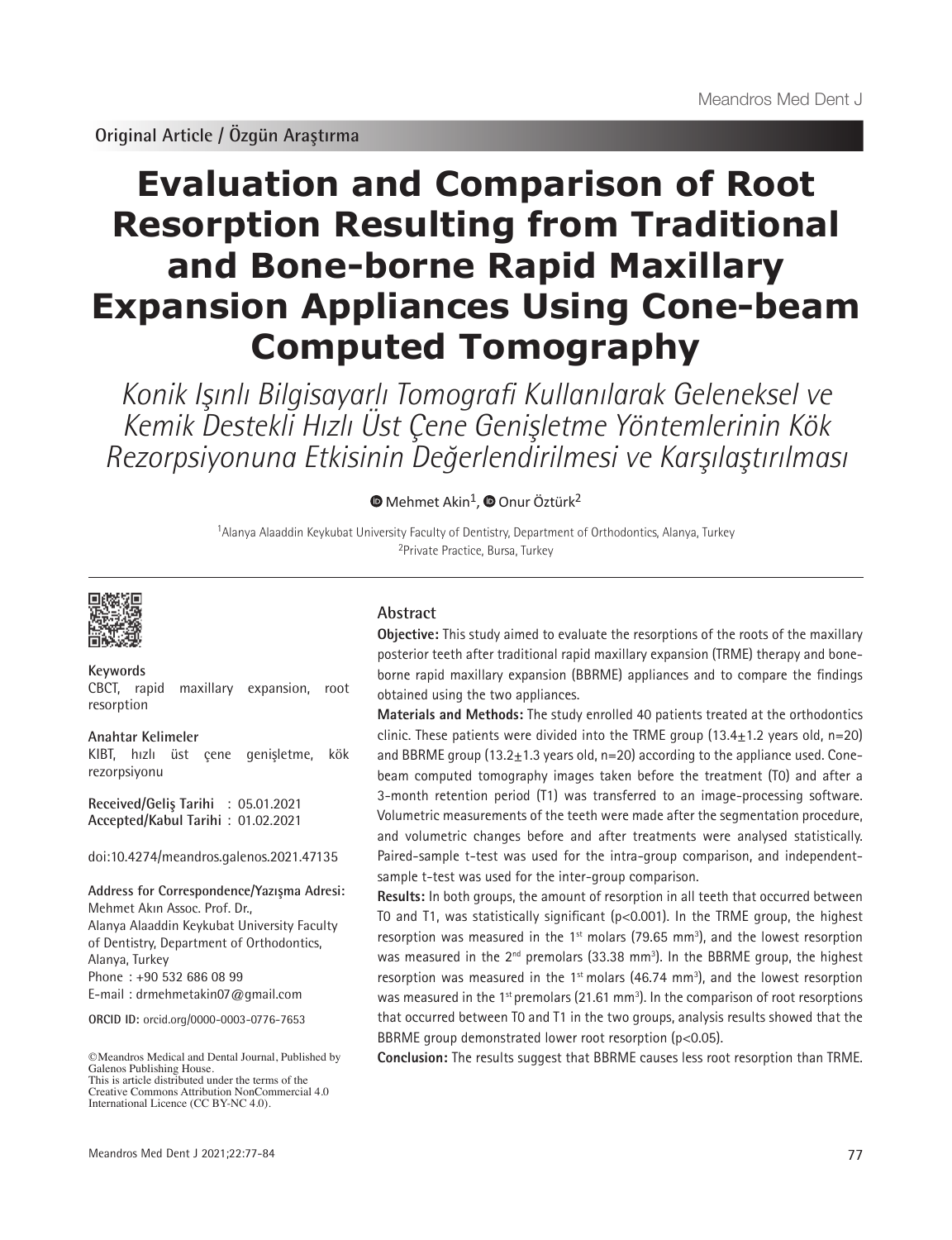Original Article / Özgün Araştırma

# Evaluation and Comparison of Root Resorption Resulting from Traditional and Bone-borne Rapid Maxillary Expansion Appliances Using Cone-beam Computed Tomography

*Konik Işınlı Bilgisayarlı Tomografi Kullanılarak Geleneksel ve Kemik Destekli Hızlı Üst Çene Genişletme Yöntemlerinin Kök Rezorpsiyonuna Etkisinin Değerlendirilmesi ve Karşılaştırılması*

Mehmet Akin[1], Onur Öztürk[2]

[1]Alanya Alaaddin Keykubat University Faculty of Dentistry, Department of Orthodontics, Alanya, Turkey
[2]Private Practice, Bursa, Turkey

**Keywords**
CBCT, rapid maxillary expansion, root resorption

**Anahtar Kelimeler**
KIBT, hızlı üst çene genişletme, kök rezorpsiyonu

**Received/Geliş Tarihi** : 05.01.2021
**Accepted/Kabul Tarihi** : 01.02.2021

doi:10.4274/meandros.galenos.2021.47135

**Address for Correspondence/Yazışma Adresi:**
Mehmet Akın Assoc. Prof. Dr.,
Alanya Alaaddin Keykubat University Faculty of Dentistry, Department of Orthodontics, Alanya, Turkey
Phone : +90 532 686 08 99
E-mail : drmehmetakin07@gmail.com

**ORCID ID:** orcid.org/0000-0003-0776-7653

©Meandros Medical and Dental Journal, Published by Galenos Publishing House.
This is article distributed under the terms of the Creative Commons Attribution NonCommercial 4.0 International Licence (CC BY-NC 4.0).

## Abstract

**Objective:** This study aimed to evaluate the resorptions of the roots of the maxillary posterior teeth after traditional rapid maxillary expansion (TRME) therapy and bone-borne rapid maxillary expansion (BBRME) appliances and to compare the findings obtained using the two appliances.

**Materials and Methods:** The study enrolled 40 patients treated at the orthodontics clinic. These patients were divided into the TRME group (13.4±1.2 years old, n=20) and BBRME group (13.2±1.3 years old, n=20) according to the appliance used. Cone-beam computed tomography images taken before the treatment (T0) and after a 3-month retention period (T1) was transferred to an image-processing software. Volumetric measurements of the teeth were made after the segmentation procedure, and volumetric changes before and after treatments were analysed statistically. Paired-sample t-test was used for the intra-group comparison, and independent-sample t-test was used for the inter-group comparison.

**Results:** In both groups, the amount of resorption in all teeth that occurred between T0 and T1, was statistically significant ($p<0.001$). In the TRME group, the highest resorption was measured in the 1st molars (79.65 $mm^3$), and the lowest resorption was measured in the 2nd premolars (33.38 $mm^3$). In the BBRME group, the highest resorption was measured in the 1st molars (46.74 $mm^3$), and the lowest resorption was measured in the 1st premolars (21.61 $mm^3$). In the comparison of root resorptions that occurred between T0 and T1 in the two groups, analysis results showed that the BBRME group demonstrated lower root resorption ($p<0.05$).

**Conclusion:** The results suggest that BBRME causes less root resorption than TRME.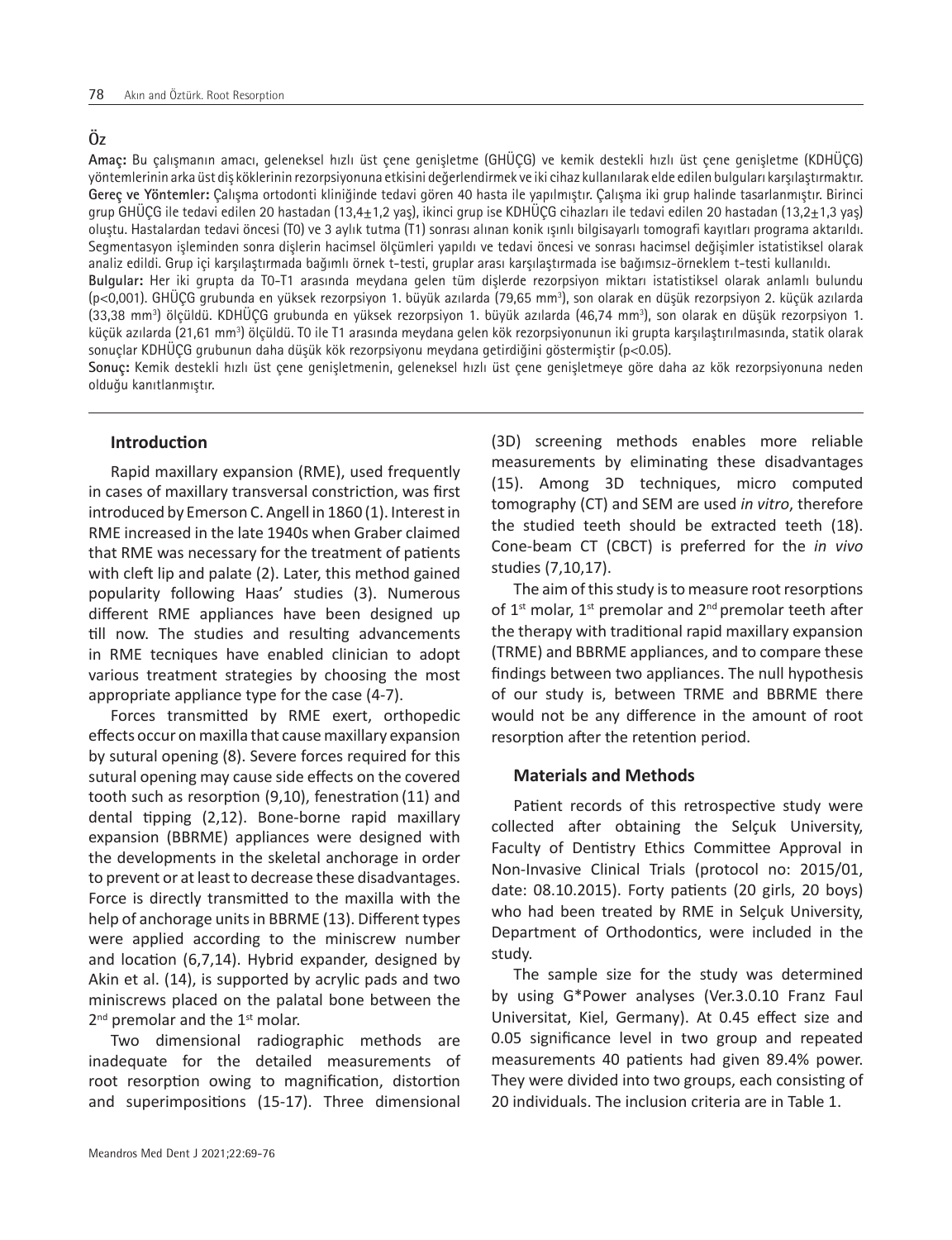## Öz

**Amaç:** Bu çalışmanın amacı, geleneksel hızlı üst çene genişletme (GHÜÇG) ve kemik destekli hızlı üst çene genişletme (KDHÜÇG) yöntemlerinin arka üst diş köklerinin rezorpsiyonuna etkisini değerlendirmek ve iki cihaz kullanılarak elde edilen bulguları karşılaştırmaktır.

**Gereç ve Yöntemler:** Çalışma ortodonti kliniğinde tedavi gören 40 hasta ile yapılmıştır. Çalışma iki grup halinde tasarlanmıştır. Birinci grup GHÜÇG ile tedavi edilen 20 hastadan (13,4±1,2 yaş), ikinci grup ise KDHÜÇG cihazları ile tedavi edilen 20 hastadan (13,2±1,3 yaş) oluştu. Hastalardan tedavi öncesi (T0) ve 3 aylık tutma (T1) sonrası alınan konik ışınlı bilgisayarlı tomografi kayıtları programa aktarıldı. Segmentasyon işleminden sonra dişlerin hacimsel ölçümleri yapıldı ve tedavi öncesi ve sonrası hacimsel değişimler istatistiksel olarak analiz edildi. Grup içi karşılaştırmada bağımlı örnek t-testi, gruplar arası karşılaştırmada ise bağımsız-örneklem t-testi kullanıldı.

**Bulgular:** Her iki grupta da T0-T1 arasında meydana gelen tüm dişlerde rezorpsiyon miktarı istatistiksel olarak anlamlı bulundu ($p<0,001$). GHÜÇG grubunda en yüksek rezorpsiyon 1. büyük azılarda (79,65 $mm^3$), son olarak en düşük rezorpsiyon 2. küçük azılarda (33,38 $mm^3$) ölçüldü. KDHÜÇG grubunda en yüksek rezorpsiyon 1. büyük azılarda (46,74 $mm^3$), son olarak en düşük rezorpsiyon 1. küçük azılarda (21,61 $mm^3$) ölçüldü. T0 ile T1 arasında meydana gelen kök rezorpsiyonunun iki grupta karşılaştırılmasında, statik olarak sonuçlar KDHÜÇG grubunun daha düşük kök rezorpsiyonu meydana getirdiğini göstermiştir ($p<0.05$).

**Sonuç:** Kemik destekli hızlı üst çene genişletmenin, geleneksel hızlı üst çene genişletmeye göre daha az kök rezorpsiyonuna neden olduğu kanıtlanmıştır.

## Introduction

Rapid maxillary expansion (RME), used frequently in cases of maxillary transversal constriction, was first introduced by Emerson C. Angell in 1860 (1). Interest in RME increased in the late 1940s when Graber claimed that RME was necessary for the treatment of patients with cleft lip and palate (2). Later, this method gained popularity following Haas' studies (3). Numerous different RME appliances have been designed up till now. The studies and resulting advancements in RME tecniques have enabled clinician to adopt various treatment strategies by choosing the most appropriate appliance type for the case (4-7).

Forces transmitted by RME exert, orthopedic effects occur on maxilla that cause maxillary expansion by sutural opening (8). Severe forces required for this sutural opening may cause side effects on the covered tooth such as resorption (9,10), fenestration (11) and dental tipping (2,12). Bone-borne rapid maxillary expansion (BBRME) appliances were designed with the developments in the skeletal anchorage in order to prevent or at least to decrease these disadvantages. Force is directly transmitted to the maxilla with the help of anchorage units in BBRME (13). Different types were applied according to the miniscrew number and location (6,7,14). Hybrid expander, designed by Akin et al. (14), is supported by acrylic pads and two miniscrews placed on the palatal bone between the 2nd premolar and the 1st molar.

Two dimensional radiographic methods are inadequate for the detailed measurements of root resorption owing to magnification, distortion and superimpositions (15-17). Three dimensional (3D) screening methods enables more reliable measurements by eliminating these disadvantages (15). Among 3D techniques, micro computed tomography (CT) and SEM are used *in vitro*, therefore the studied teeth should be extracted teeth (18). Cone-beam CT (CBCT) is preferred for the *in vivo* studies (7,10,17).

The aim of this study is to measure root resorptions of 1st molar, 1st premolar and 2nd premolar teeth after the therapy with traditional rapid maxillary expansion (TRME) and BBRME appliances, and to compare these findings between two appliances. The null hypothesis of our study is, between TRME and BBRME there would not be any difference in the amount of root resorption after the retention period.

## Materials and Methods

Patient records of this retrospective study were collected after obtaining the Selçuk University, Faculty of Dentistry Ethics Committee Approval in Non-Invasive Clinical Trials (protocol no: 2015/01, date: 08.10.2015). Forty patients (20 girls, 20 boys) who had been treated by RME in Selçuk University, Department of Orthodontics, were included in the study.

The sample size for the study was determined by using G*Power analyses (Ver.3.0.10 Franz Faul Universitat, Kiel, Germany). At 0.45 effect size and 0.05 significance level in two group and repeated measurements 40 patients had given 89.4% power. They were divided into two groups, each consisting of 20 individuals. The inclusion criteria are in Table 1.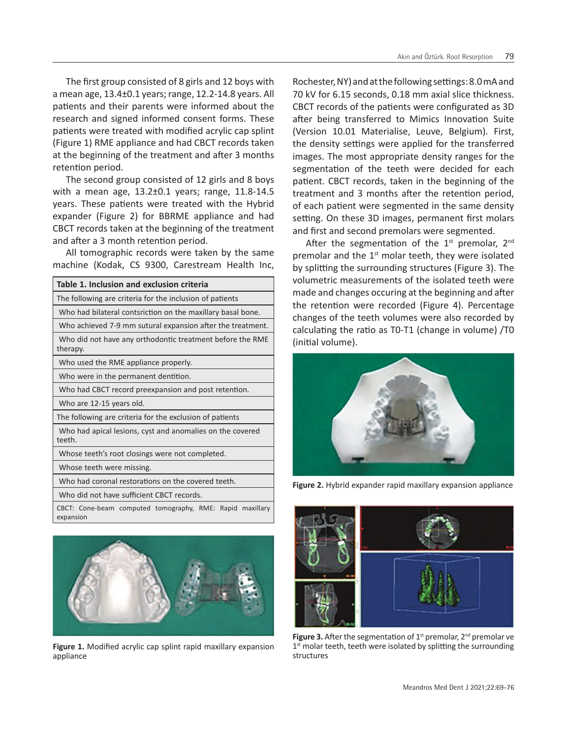The first group consisted of 8 girls and 12 boys with a mean age, 13.4±0.1 years; range, 12.2-14.8 years. All patients and their parents were informed about the research and signed informed consent forms. These patients were treated with modified acrylic cap splint (Figure 1) RME appliance and had CBCT records taken at the beginning of the treatment and after 3 months retention period.

The second group consisted of 12 girls and 8 boys with a mean age, 13.2±0.1 years; range, 11.8-14.5 years. These patients were treated with the Hybrid expander (Figure 2) for BBRME appliance and had CBCT records taken at the beginning of the treatment and after a 3 month retention period.

All tomographic records were taken by the same machine (Kodak, CS 9300, Carestream Health Inc, Rochester, NY) and at the following settings: 8.0 mA and 70 kV for 6.15 seconds, 0.18 mm axial slice thickness. CBCT records of the patients were configurated as 3D after being transferred to Mimics Innovation Suite (Version 10.01 Materialise, Leuve, Belgium). First, the density settings were applied for the transferred images. The most appropriate density ranges for the segmentation of the teeth were decided for each patient. CBCT records, taken in the beginning of the treatment and 3 months after the retention period, of each patient were segmented in the same density setting. On these 3D images, permanent first molars and first and second premolars were segmented.

After the segmentation of the 1st premolar, 2nd premolar and the 1st molar teeth, they were isolated by splitting the surrounding structures (Figure 3). The volumetric measurements of the isolated teeth were made and changes occuring at the beginning and after the retention were recorded (Figure 4). Percentage changes of the teeth volumes were also recorded by calculating the ratio as T0-T1 (change in volume) /T0 (initial volume).

| **Table 1. Inclusion and exclusion criteria** |
|---|
| The following are criteria for the inclusion of patients |
| Who had bilateral contsriction on the maxillary basal bone. |
| Who achieved 7-9 mm sutural expansion after the treatment. |
| Who did not have any orthodontic treatment before the RME therapy. |
| Who used the RME appliance properly. |
| Who were in the permanent dentition. |
| Who had CBCT record preexpansion and post retention. |
| Who are 12-15 years old. |
| The following are criteria for the exclusion of patients |
| Who had apical lesions, cyst and anomalies on the covered teeth. |
| Whose teeth's root closings were not completed. |
| Whose teeth were missing. |
| Who had coronal restorations on the covered teeth. |
| Who did not have sufficient CBCT records. |
| CBCT: Cone-beam computed tomography, RME: Rapid maxillary expansion |

**Figure 1.** Modified acrylic cap splint rapid maxillary expansion appliance

**Figure 2.** Hybrid expander rapid maxillary expansion appliance

**Figure 3.** After the segmentation of 1st premolar, 2nd premolar ve 1st molar teeth, teeth were isolated by splitting the surrounding structures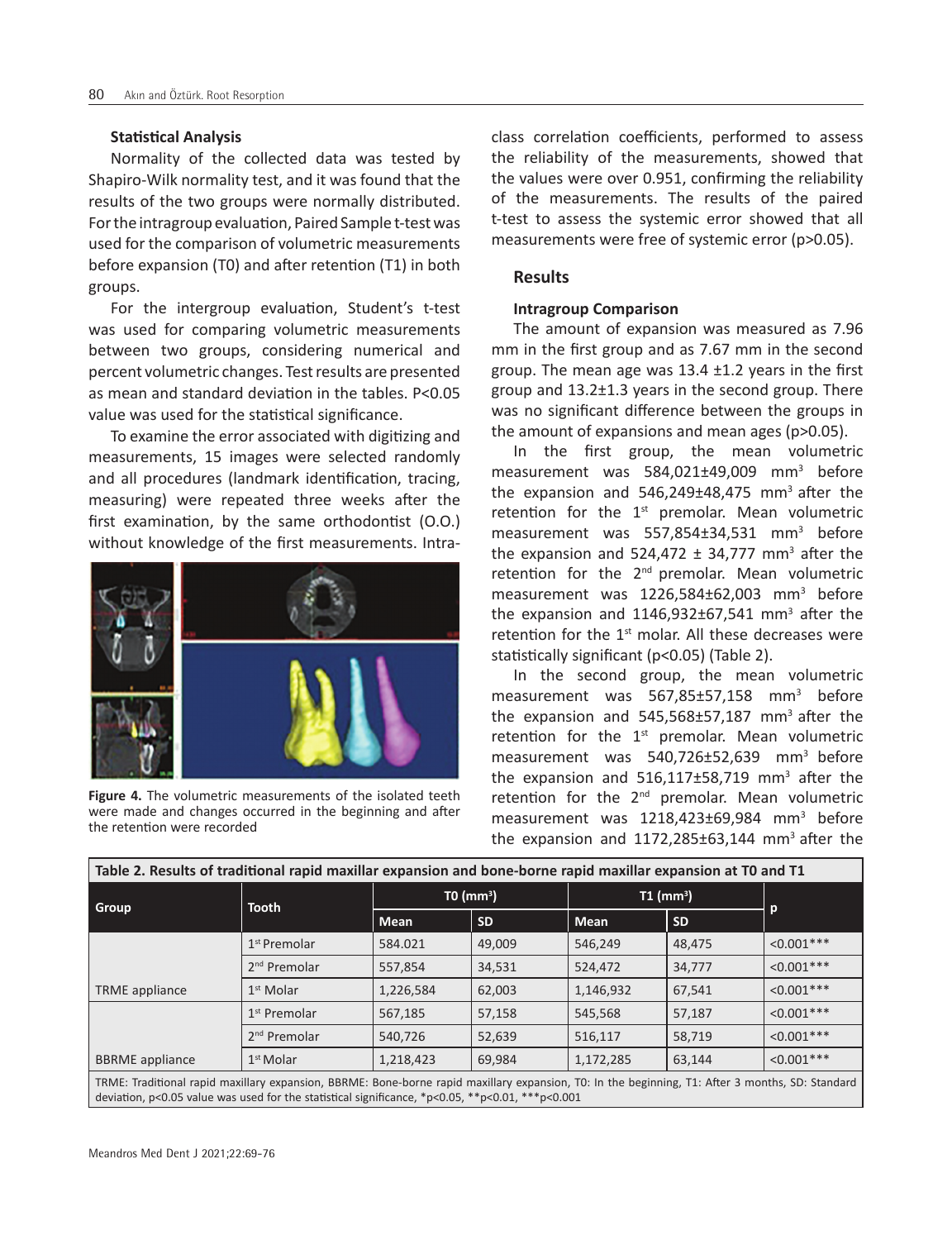### Statistical Analysis

Normality of the collected data was tested by Shapiro-Wilk normality test, and it was found that the results of the two groups were normally distributed. For the intragroup evaluation, Paired Sample t-test was used for the comparison of volumetric measurements before expansion (T0) and after retention (T1) in both groups.

For the intergroup evaluation, Student's t-test was used for comparing volumetric measurements between two groups, considering numerical and percent volumetric changes. Test results are presented as mean and standard deviation in the tables. P<0.05 value was used for the statistical significance.

To examine the error associated with digitizing and measurements, 15 images were selected randomly and all procedures (landmark identification, tracing, measuring) were repeated three weeks after the first examination, by the same orthodontist (O.O.) without knowledge of the first measurements. Intra-class correlation coefficients, performed to assess the reliability of the measurements, showed that the values were over 0.951, confirming the reliability of the measurements. The results of the paired t-test to assess the systemic error showed that all measurements were free of systemic error (p>0.05).

**Figure 4.** The volumetric measurements of the isolated teeth were made and changes occurred in the beginning and after the retention were recorded

## Results

### Intragroup Comparison

The amount of expansion was measured as 7.96 mm in the first group and as 7.67 mm in the second group. The mean age was 13.4 ±1.2 years in the first group and 13.2±1.3 years in the second group. There was no significant difference between the groups in the amount of expansions and mean ages (p>0.05).

In the first group, the mean volumetric measurement was 584,021±49,009 mm$^3$ before the expansion and 546,249±48,475 mm$^3$ after the retention for the 1st premolar. Mean volumetric measurement was 557,854±34,531 mm$^3$ before the expansion and 524,472 ± 34,777 mm$^3$ after the retention for the 2nd premolar. Mean volumetric measurement was 1226,584±62,003 mm$^3$ before the expansion and 1146,932±67,541 mm$^3$ after the retention for the 1st molar. All these decreases were statistically significant (p<0.05) (Table 2).

In the second group, the mean volumetric measurement was 567,85±57,158 mm$^3$ before the expansion and 545,568±57,187 mm$^3$ after the retention for the 1st premolar. Mean volumetric measurement was 540,726±52,639 mm$^3$ before the expansion and 516,117±58,719 mm$^3$ after the retention for the 2nd premolar. Mean volumetric measurement was 1218,423±69,984 mm$^3$ before the expansion and 1172,285±63,144 mm$^3$ after the

**Table 2. Results of traditional rapid maxillar expansion and bone-borne rapid maxillar expansion at T0 and T1**

| Group | Tooth | T0 (mm$^3$) | | T1 (mm$^3$) | | p |
|---|---|---|---|---|---|---|
| | | Mean | SD | Mean | SD | |
| TRME appliance | 1st Premolar | 584.021 | 49,009 | 546,249 | 48,475 | <0.001*** |
| | 2nd Premolar | 557,854 | 34,531 | 524,472 | 34,777 | <0.001*** |
| | 1st Molar | 1,226,584 | 62,003 | 1,146,932 | 67,541 | <0.001*** |
| BBRME appliance | 1st Premolar | 567,185 | 57,158 | 545,568 | 57,187 | <0.001*** |
| | 2nd Premolar | 540,726 | 52,639 | 516,117 | 58,719 | <0.001*** |
| | 1st Molar | 1,218,423 | 69,984 | 1,172,285 | 63,144 | <0.001*** |

TRME: Traditional rapid maxillary expansion, BBRME: Bone-borne rapid maxillary expansion, T0: In the beginning, T1: After 3 months, SD: Standard deviation, p<0.05 value was used for the statistical significance, *p<0.05, **p<0.01, ***p<0.001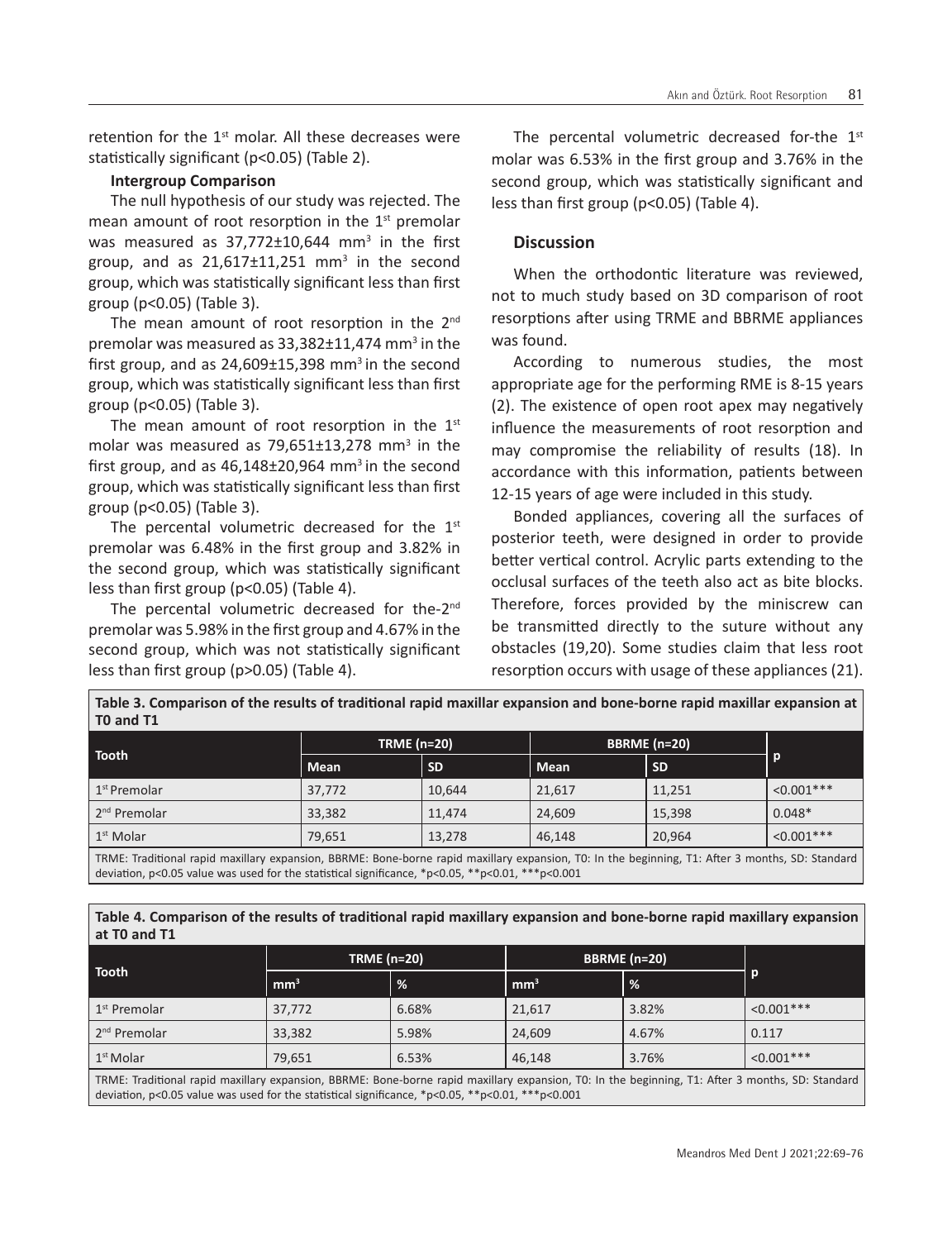retention for the 1st molar. All these decreases were statistically significant ($p<0.05$) (Table 2).

**Intergroup Comparison**

The null hypothesis of our study was rejected. The mean amount of root resorption in the 1st premolar was measured as 37,772±10,644 $mm^3$ in the first group, and as 21,617±11,251 $mm^3$ in the second group, which was statistically significant less than first group ($p<0.05$) (Table 3).

The mean amount of root resorption in the 2nd premolar was measured as 33,382±11,474 $mm^3$ in the first group, and as 24,609±15,398 $mm^3$ in the second group, which was statistically significant less than first group ($p<0.05$) (Table 3).

The mean amount of root resorption in the 1st molar was measured as 79,651±13,278 $mm^3$ in the first group, and as 46,148±20,964 $mm^3$ in the second group, which was statistically significant less than first group ($p<0.05$) (Table 3).

The percental volumetric decreased for the 1st premolar was 6.48% in the first group and 3.82% in the second group, which was statistically significant less than first group ($p<0.05$) (Table 4).

The percental volumetric decreased for the-2nd premolar was 5.98% in the first group and 4.67% in the second group, which was not statistically significant less than first group ($p>0.05$) (Table 4).

The percental volumetric decreased for-the 1st molar was 6.53% in the first group and 3.76% in the second group, which was statistically significant and less than first group ($p<0.05$) (Table 4).

## Discussion

When the orthodontic literature was reviewed, not to much study based on 3D comparison of root resorptions after using TRME and BBRME appliances was found.

According to numerous studies, the most appropriate age for the performing RME is 8-15 years (2). The existence of open root apex may negatively influence the measurements of root resorption and may compromise the reliability of results (18). In accordance with this information, patients between 12-15 years of age were included in this study.

Bonded appliances, covering all the surfaces of posterior teeth, were designed in order to provide better vertical control. Acrylic parts extending to the occlusal surfaces of the teeth also act as bite blocks. Therefore, forces provided by the miniscrew can be transmitted directly to the suture without any obstacles (19,20). Some studies claim that less root resorption occurs with usage of these appliances (21).

**Table 3. Comparison of the results of traditional rapid maxillar expansion and bone-borne rapid maxillar expansion at T0 and T1**

| Tooth | TRME (n=20) | | BBRME (n=20) | | p |
|---|---|---|---|---|---|
| | Mean | SD | Mean | SD | |
| 1st Premolar | 37,772 | 10,644 | 21,617 | 11,251 | <0.001*** |
| 2nd Premolar | 33,382 | 11,474 | 24,609 | 15,398 | 0.048* |
| 1st Molar | 79,651 | 13,278 | 46,148 | 20,964 | <0.001*** |

TRME: Traditional rapid maxillary expansion, BBRME: Bone-borne rapid maxillary expansion, T0: In the beginning, T1: After 3 months, SD: Standard deviation, $p<0.05$ value was used for the statistical significance, *$p<0.05$, **$p<0.01$, ***$p<0.001$

**Table 4. Comparison of the results of traditional rapid maxillary expansion and bone-borne rapid maxillary expansion at T0 and T1**

| Tooth | TRME (n=20) | | BBRME (n=20) | | p |
|---|---|---|---|---|---|
| | $mm^3$ | % | $mm^3$ | % | |
| 1st Premolar | 37,772 | 6.68% | 21,617 | 3.82% | <0.001*** |
| 2nd Premolar | 33,382 | 5.98% | 24,609 | 4.67% | 0.117 |
| 1st Molar | 79,651 | 6.53% | 46,148 | 3.76% | <0.001*** |

TRME: Traditional rapid maxillary expansion, BBRME: Bone-borne rapid maxillary expansion, T0: In the beginning, T1: After 3 months, SD: Standard deviation, $p<0.05$ value was used for the statistical significance, *$p<0.05$, **$p<0.01$, ***$p<0.001$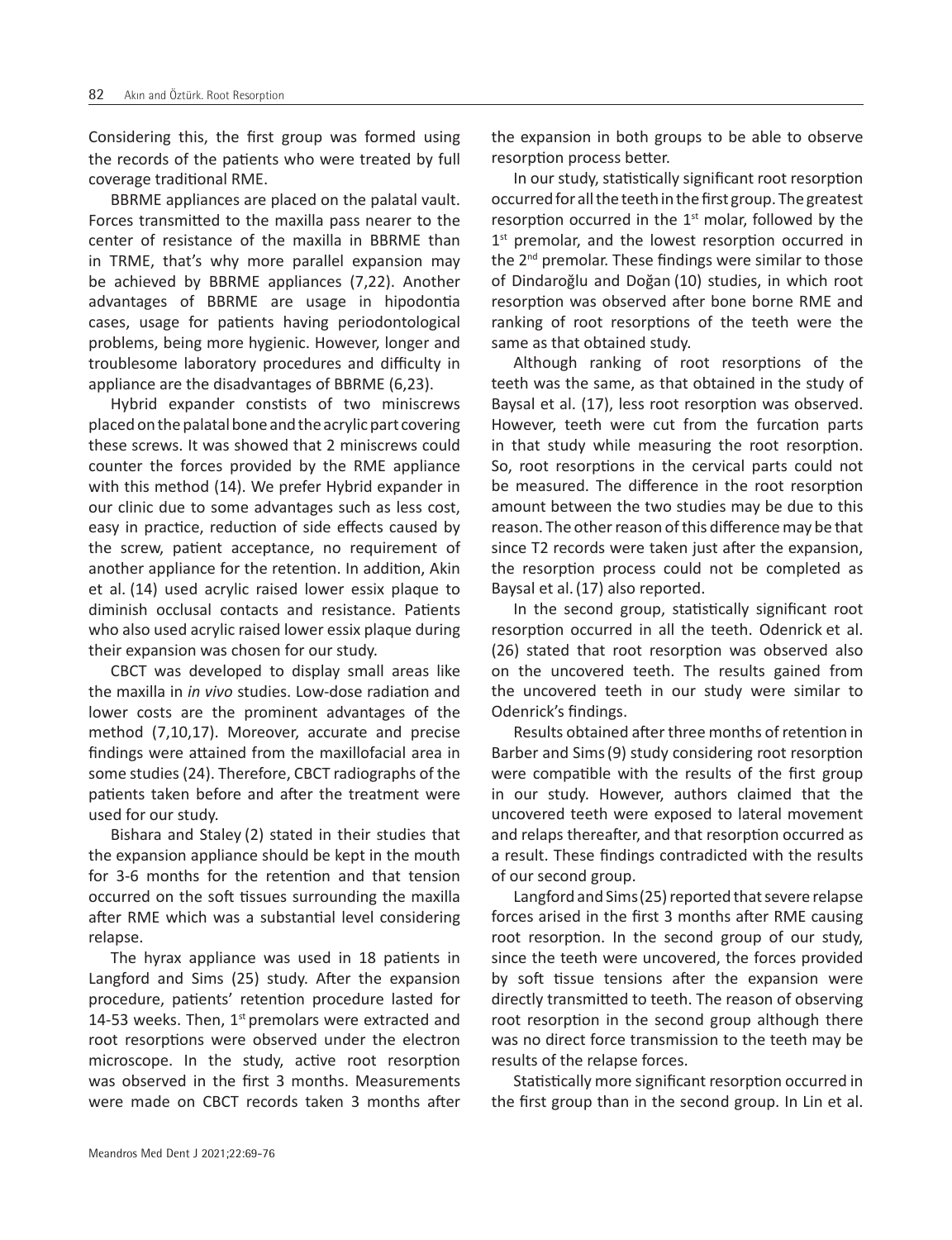Considering this, the first group was formed using the records of the patients who were treated by full coverage traditional RME.

BBRME appliances are placed on the palatal vault. Forces transmitted to the maxilla pass nearer to the center of resistance of the maxilla in BBRME than in TRME, that's why more parallel expansion may be achieved by BBRME appliances (7,22). Another advantages of BBRME are usage in hipodontia cases, usage for patients having periodontological problems, being more hygienic. However, longer and troublesome laboratory procedures and difficulty in appliance are the disadvantages of BBRME (6,23).

Hybrid expander constists of two miniscrews placed on the palatal bone and the acrylic part covering these screws. It was showed that 2 miniscrews could counter the forces provided by the RME appliance with this method (14). We prefer Hybrid expander in our clinic due to some advantages such as less cost, easy in practice, reduction of side effects caused by the screw, patient acceptance, no requirement of another appliance for the retention. In addition, Akin et al. (14) used acrylic raised lower essix plaque to diminish occlusal contacts and resistance. Patients who also used acrylic raised lower essix plaque during their expansion was chosen for our study.

CBCT was developed to display small areas like the maxilla in *in vivo* studies. Low-dose radiation and lower costs are the prominent advantages of the method (7,10,17). Moreover, accurate and precise findings were attained from the maxillofacial area in some studies (24). Therefore, CBCT radiographs of the patients taken before and after the treatment were used for our study.

Bishara and Staley (2) stated in their studies that the expansion appliance should be kept in the mouth for 3-6 months for the retention and that tension occurred on the soft tissues surrounding the maxilla after RME which was a substantial level considering relapse.

The hyrax appliance was used in 18 patients in Langford and Sims (25) study. After the expansion procedure, patients' retention procedure lasted for 14-53 weeks. Then, 1st premolars were extracted and root resorptions were observed under the electron microscope. In the study, active root resorption was observed in the first 3 months. Measurements were made on CBCT records taken 3 months after the expansion in both groups to be able to observe resorption process better.

In our study, statistically significant root resorption occurred for all the teeth in the first group. The greatest resorption occurred in the 1st molar, followed by the 1st premolar, and the lowest resorption occurred in the 2nd premolar. These findings were similar to those of Dindaroğlu and Doğan (10) studies, in which root resorption was observed after bone borne RME and ranking of root resorptions of the teeth were the same as that obtained study.

Although ranking of root resorptions of the teeth was the same, as that obtained in the study of Baysal et al. (17), less root resorption was observed. However, teeth were cut from the furcation parts in that study while measuring the root resorption. So, root resorptions in the cervical parts could not be measured. The difference in the root resorption amount between the two studies may be due to this reason. The other reason of this difference may be that since T2 records were taken just after the expansion, the resorption process could not be completed as Baysal et al. (17) also reported.

In the second group, statistically significant root resorption occurred in all the teeth. Odenrick et al. (26) stated that root resorption was observed also on the uncovered teeth. The results gained from the uncovered teeth in our study were similar to Odenrick's findings.

Results obtained after three months of retention in Barber and Sims (9) study considering root resorption were compatible with the results of the first group in our study. However, authors claimed that the uncovered teeth were exposed to lateral movement and relaps thereafter, and that resorption occurred as a result. These findings contradicted with the results of our second group.

Langford and Sims (25) reported that severe relapse forces arised in the first 3 months after RME causing root resorption. In the second group of our study, since the teeth were uncovered, the forces provided by soft tissue tensions after the expansion were directly transmitted to teeth. The reason of observing root resorption in the second group although there was no direct force transmission to the teeth may be results of the relapse forces.

Statistically more significant resorption occurred in the first group than in the second group. In Lin et al.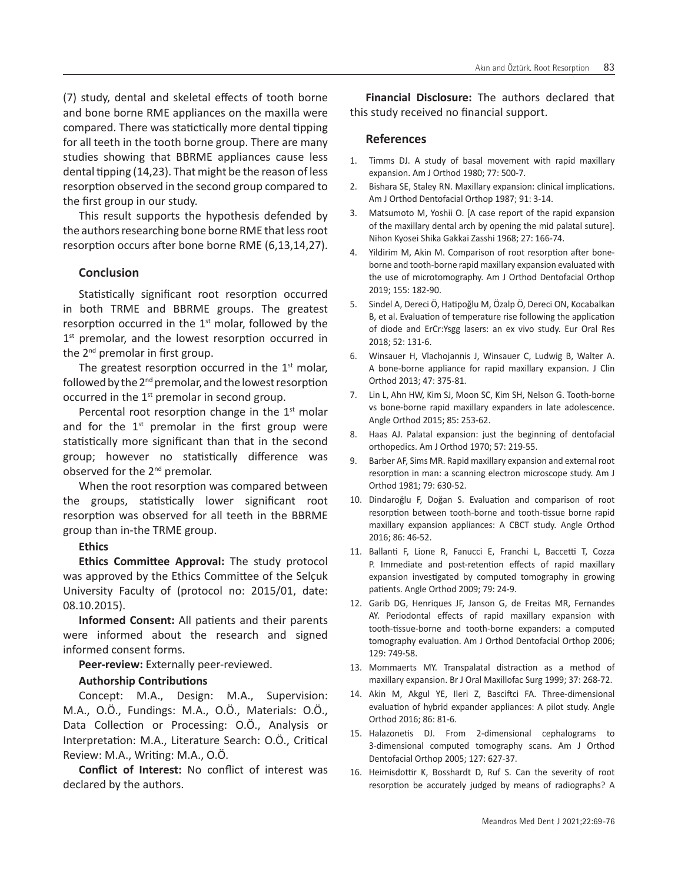(7) study, dental and skeletal effects of tooth borne and bone borne RME appliances on the maxilla were compared. There was statictically more dental tipping for all teeth in the tooth borne group. There are many studies showing that BBRME appliances cause less dental tipping (14,23). That might be the reason of less resorption observed in the second group compared to the first group in our study.

This result supports the hypothesis defended by the authors researching bone borne RME that less root resorption occurs after bone borne RME (6,13,14,27).

## Conclusion

Statistically significant root resorption occurred in both TRME and BBRME groups. The greatest resorption occurred in the 1st molar, followed by the 1st premolar, and the lowest resorption occurred in the 2nd premolar in first group.

The greatest resorption occurred in the 1st molar, followed by the 2nd premolar, and the lowest resorption occurred in the 1st premolar in second group.

Percental root resorption change in the 1st molar and for the 1st premolar in the first group were statistically more significant than that in the second group; however no statistically difference was observed for the 2nd premolar.

When the root resorption was compared between the groups, statistically lower significant root resorption was observed for all teeth in the BBRME group than in-the TRME group.

**Ethics**

**Ethics Committee Approval:** The study protocol was approved by the Ethics Committee of the Selçuk University Faculty of (protocol no: 2015/01, date: 08.10.2015).

**Informed Consent:** All patients and their parents were informed about the research and signed informed consent forms.

**Peer-review:** Externally peer-reviewed.

**Authorship Contributions**

Concept: M.A., Design: M.A., Supervision: M.A., O.Ö., Fundings: M.A., O.Ö., Materials: O.Ö., Data Collection or Processing: O.Ö., Analysis or Interpretation: M.A., Literature Search: O.Ö., Critical Review: M.A., Writing: M.A., O.Ö.

**Conflict of Interest:** No conflict of interest was declared by the authors.

**Financial Disclosure:** The authors declared that this study received no financial support.

## References

1. Timms DJ. A study of basal movement with rapid maxillary expansion. Am J Orthod 1980; 77: 500-7.
2. Bishara SE, Staley RN. Maxillary expansion: clinical implications. Am J Orthod Dentofacial Orthop 1987; 91: 3-14.
3. Matsumoto M, Yoshii O. [A case report of the rapid expansion of the maxillary dental arch by opening the mid palatal suture]. Nihon Kyosei Shika Gakkai Zasshi 1968; 27: 166-74.
4. Yildirim M, Akin M. Comparison of root resorption after bone-borne and tooth-borne rapid maxillary expansion evaluated with the use of microtomography. Am J Orthod Dentofacial Orthop 2019; 155: 182-90.
5. Sindel A, Dereci Ö, Hatipoğlu M, Özalp Ö, Dereci ON, Kocabalkan B, et al. Evaluation of temperature rise following the application of diode and ErCr:Ysgg lasers: an ex vivo study. Eur Oral Res 2018; 52: 131-6.
6. Winsauer H, Vlachojannis J, Winsauer C, Ludwig B, Walter A. A bone-borne appliance for rapid maxillary expansion. J Clin Orthod 2013; 47: 375-81.
7. Lin L, Ahn HW, Kim SJ, Moon SC, Kim SH, Nelson G. Tooth-borne vs bone-borne rapid maxillary expanders in late adolescence. Angle Orthod 2015; 85: 253-62.
8. Haas AJ. Palatal expansion: just the beginning of dentofacial orthopedics. Am J Orthod 1970; 57: 219-55.
9. Barber AF, Sims MR. Rapid maxillary expansion and external root resorption in man: a scanning electron microscope study. Am J Orthod 1981; 79: 630-52.
10. Dindaroğlu F, Doğan S. Evaluation and comparison of root resorption between tooth-borne and tooth-tissue borne rapid maxillary expansion appliances: A CBCT study. Angle Orthod 2016; 86: 46-52.
11. Ballanti F, Lione R, Fanucci E, Franchi L, Baccetti T, Cozza P. Immediate and post-retention effects of rapid maxillary expansion investigated by computed tomography in growing patients. Angle Orthod 2009; 79: 24-9.
12. Garib DG, Henriques JF, Janson G, de Freitas MR, Fernandes AY. Periodontal effects of rapid maxillary expansion with tooth-tissue-borne and tooth-borne expanders: a computed tomography evaluation. Am J Orthod Dentofacial Orthop 2006; 129: 749-58.
13. Mommaerts MY. Transpalatal distraction as a method of maxillary expansion. Br J Oral Maxillofac Surg 1999; 37: 268-72.
14. Akin M, Akgul YE, Ileri Z, Basciftci FA. Three-dimensional evaluation of hybrid expander appliances: A pilot study. Angle Orthod 2016; 86: 81-6.
15. Halazonetis DJ. From 2-dimensional cephalograms to 3-dimensional computed tomography scans. Am J Orthod Dentofacial Orthop 2005; 127: 627-37.
16. Heimisdottir K, Bosshardt D, Ruf S. Can the severity of root resorption be accurately judged by means of radiographs? A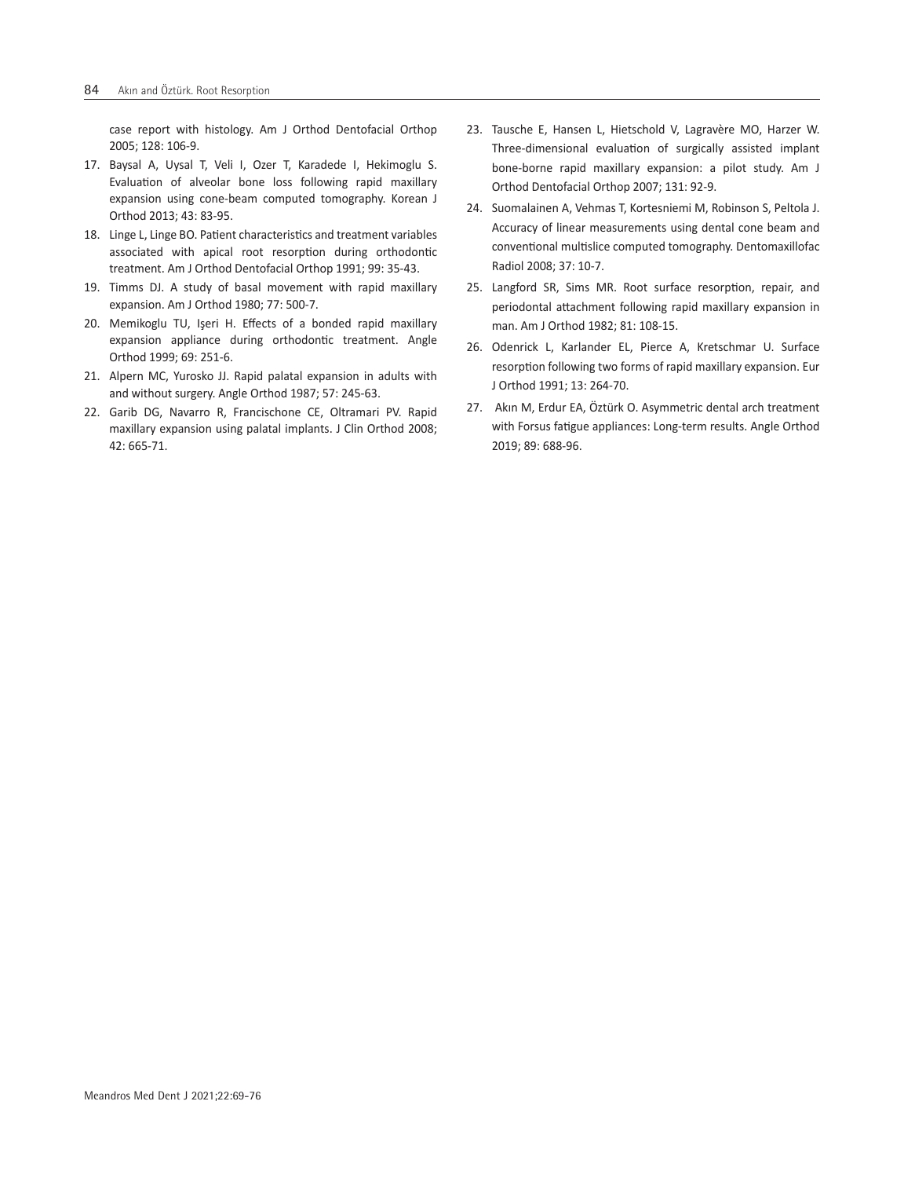case report with histology. Am J Orthod Dentofacial Orthop 2005; 128: 106-9.

17. Baysal A, Uysal T, Veli I, Ozer T, Karadede I, Hekimoglu S. Evaluation of alveolar bone loss following rapid maxillary expansion using cone-beam computed tomography. Korean J Orthod 2013; 43: 83-95.
18. Linge L, Linge BO. Patient characteristics and treatment variables associated with apical root resorption during orthodontic treatment. Am J Orthod Dentofacial Orthop 1991; 99: 35-43.
19. Timms DJ. A study of basal movement with rapid maxillary expansion. Am J Orthod 1980; 77: 500-7.
20. Memikoglu TU, Işeri H. Effects of a bonded rapid maxillary expansion appliance during orthodontic treatment. Angle Orthod 1999; 69: 251-6.
21. Alpern MC, Yurosko JJ. Rapid palatal expansion in adults with and without surgery. Angle Orthod 1987; 57: 245-63.
22. Garib DG, Navarro R, Francischone CE, Oltramari PV. Rapid maxillary expansion using palatal implants. J Clin Orthod 2008; 42: 665-71.
23. Tausche E, Hansen L, Hietschold V, Lagravère MO, Harzer W. Three-dimensional evaluation of surgically assisted implant bone-borne rapid maxillary expansion: a pilot study. Am J Orthod Dentofacial Orthop 2007; 131: 92-9.
24. Suomalainen A, Vehmas T, Kortesniemi M, Robinson S, Peltola J. Accuracy of linear measurements using dental cone beam and conventional multislice computed tomography. Dentomaxillofac Radiol 2008; 37: 10-7.
25. Langford SR, Sims MR. Root surface resorption, repair, and periodontal attachment following rapid maxillary expansion in man. Am J Orthod 1982; 81: 108-15.
26. Odenrick L, Karlander EL, Pierce A, Kretschmar U. Surface resorption following two forms of rapid maxillary expansion. Eur J Orthod 1991; 13: 264-70.
27. Akın M, Erdur EA, Öztürk O. Asymmetric dental arch treatment with Forsus fatigue appliances: Long-term results. Angle Orthod 2019; 89: 688-96.